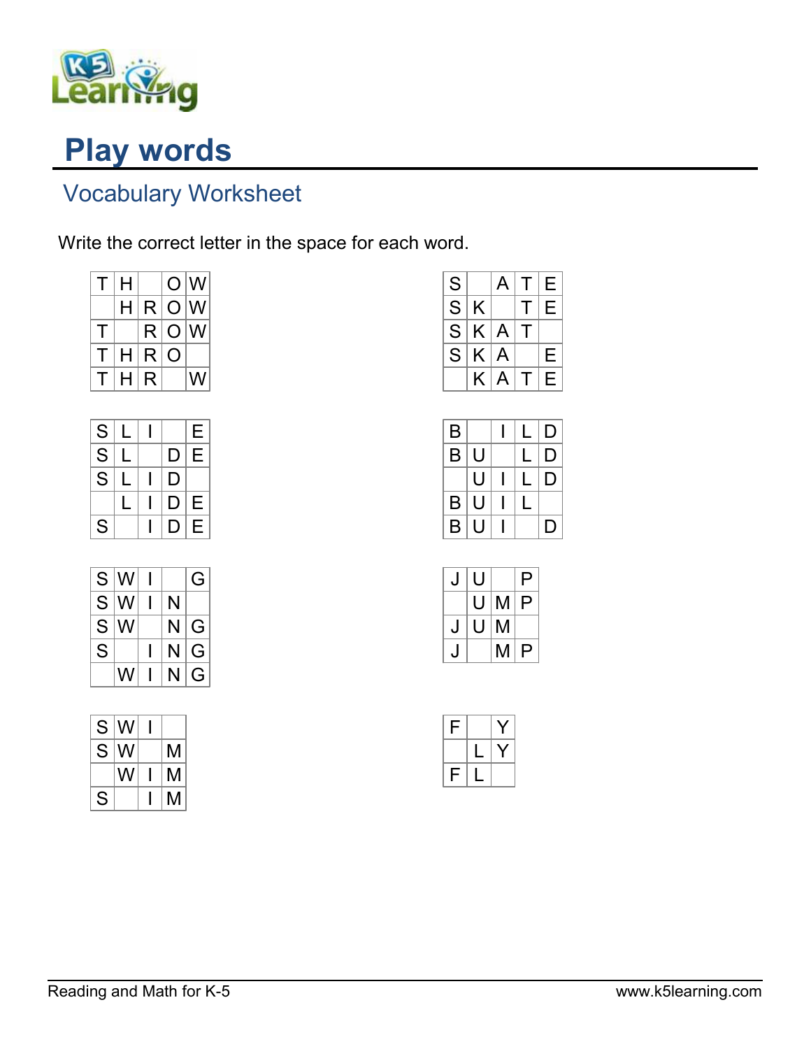# Play words

## Vocabulary Worksheet

Write the correct letter in the space for each word.

| | | | | |
|---|---|---|---|---|
| T | H | | O | W |
| | H | R | O | W |
| T | | R | O | W |
| T | H | R | O | |
| T | H | R | | W |

| | | | | |
|---|---|---|---|---|
| S | | A | T | E |
| S | K | | T | E |
| S | K | A | T | |
| S | K | A | | E |
| | K | A | T | E |

| | | | | |
|---|---|---|---|---|
| S | L | I | | E |
| S | L | | D | E |
| S | L | I | D | |
| | L | I | D | E |
| S | | I | D | E |

| | | | | |
|---|---|---|---|---|
| B | | I | L | D |
| B | U | | L | D |
| | U | I | L | D |
| B | U | I | L | |
| B | U | I | | D |

| | | | | |
|---|---|---|---|---|
| S | W | I | | G |
| S | W | I | N | |
| S | W | | N | G |
| S | | I | N | G |
| | W | I | N | G |

| | | | |
|---|---|---|---|
| J | U | | P |
| | U | M | P |
| J | U | M | |
| J | | M | P |

| | | | |
|---|---|---|---|
| S | W | I | |
| S | W | | M |
| | W | I | M |
| S | | I | M |

| | | |
|---|---|---|
| F | | Y |
| | L | Y |
| F | L | |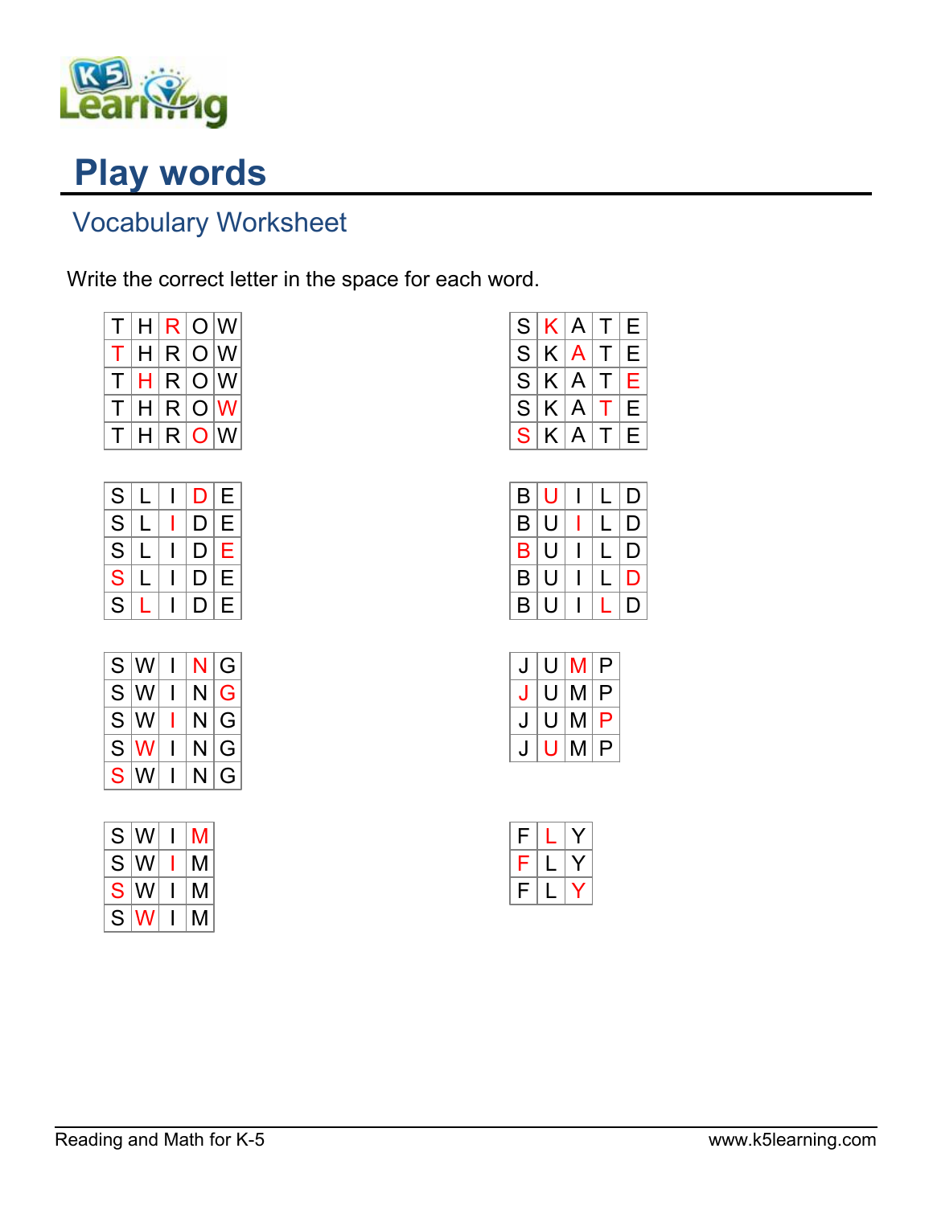# Play words

## Vocabulary Worksheet

Write the correct letter in the space for each word.

| | | | | |
|---|---|---|---|---|
| T | H | R | O | W |
| T | H | R | O | W |
| T | H | R | O | W |
| T | H | R | O | W |
| T | H | R | O | W |

| | | | | |
|---|---|---|---|---|
| S | K | A | T | E |
| S | K | A | T | E |
| S | K | A | T | E |
| S | K | A | T | E |
| S | K | A | T | E |

| | | | | |
|---|---|---|---|---|
| S | L | I | D | E |
| S | L | I | D | E |
| S | L | I | D | E |
| S | L | I | D | E |
| S | L | I | D | E |

| | | | | |
|---|---|---|---|---|
| B | U | I | L | D |
| B | U | I | L | D |
| B | U | I | L | D |
| B | U | I | L | D |
| B | U | I | L | D |

| | | | | |
|---|---|---|---|---|
| S | W | I | N | G |
| S | W | I | N | G |
| S | W | I | N | G |
| S | W | I | N | G |
| S | W | I | N | G |

| | | | |
|---|---|---|---|
| J | U | M | P |
| J | U | M | P |
| J | U | M | P |
| J | U | M | P |

| | | | |
|---|---|---|---|
| S | W | I | M |
| S | W | I | M |
| S | W | I | M |
| S | W | I | M |

| | | |
|---|---|---|
| F | L | Y |
| F | L | Y |
| F | L | Y |